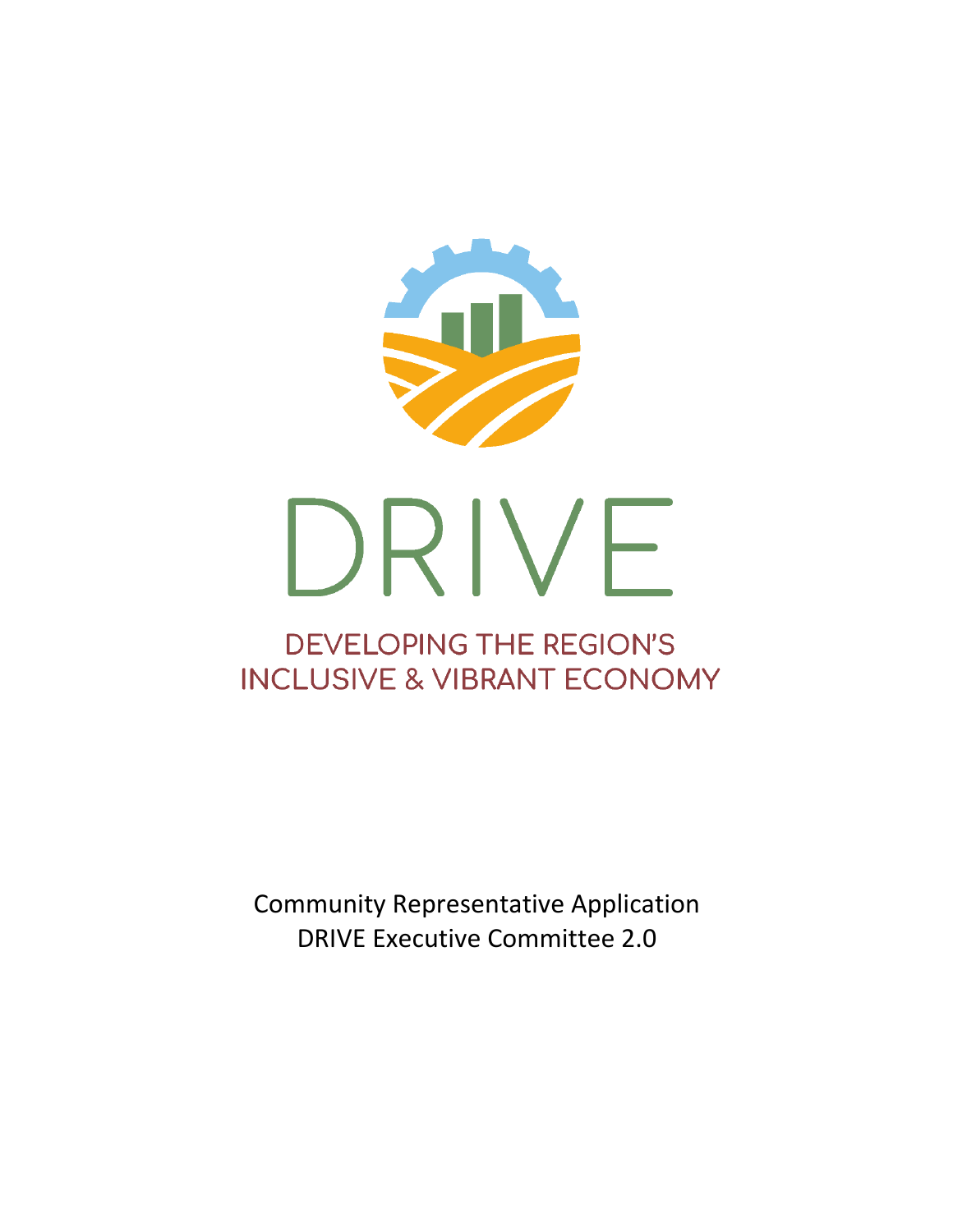# DRIVE

## DEVELOPING THE REGION'S INCLUSIVE & VIBRANT ECONOMY

Community Representative Application
DRIVE Executive Committee 2.0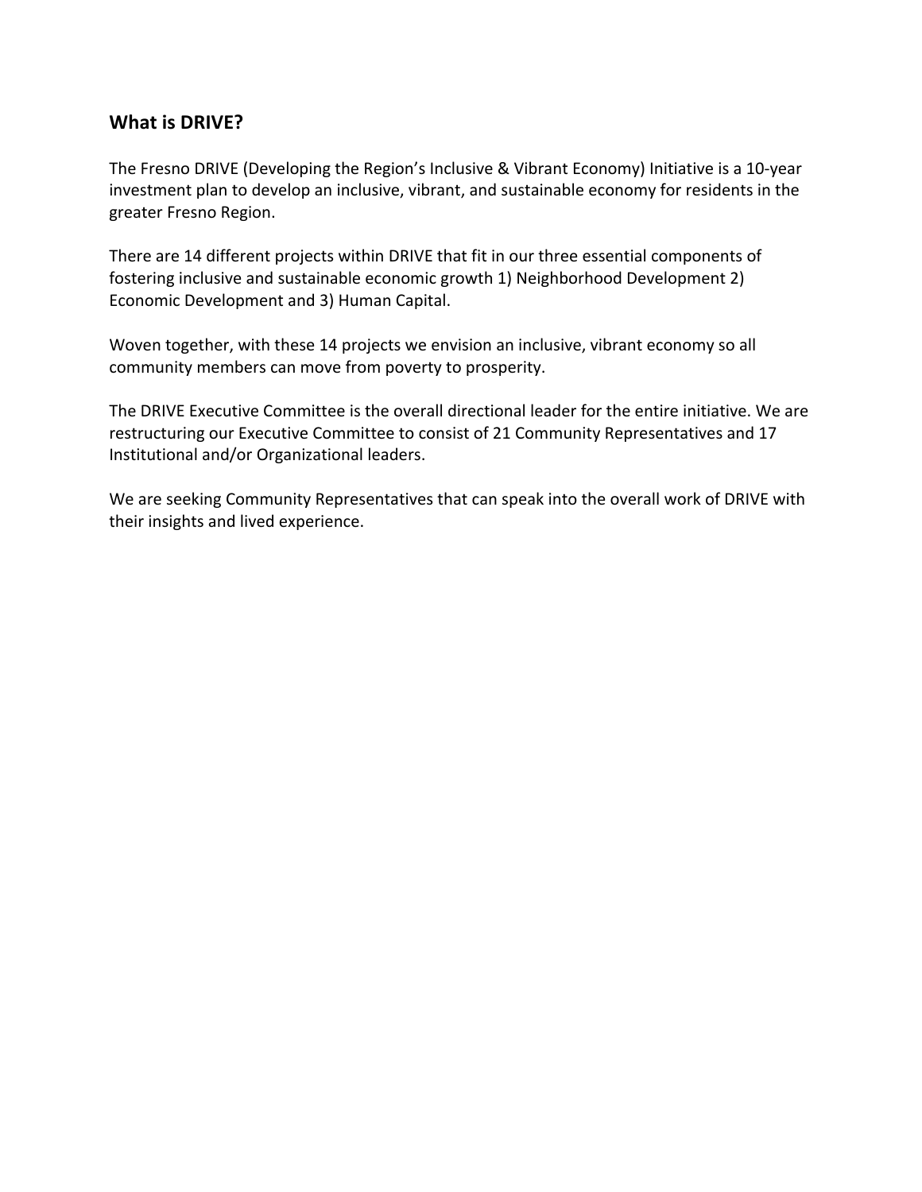## What is DRIVE?

The Fresno DRIVE (Developing the Region's Inclusive & Vibrant Economy) Initiative is a 10-year investment plan to develop an inclusive, vibrant, and sustainable economy for residents in the greater Fresno Region.

There are 14 different projects within DRIVE that fit in our three essential components of fostering inclusive and sustainable economic growth 1) Neighborhood Development 2) Economic Development and 3) Human Capital.

Woven together, with these 14 projects we envision an inclusive, vibrant economy so all community members can move from poverty to prosperity.

The DRIVE Executive Committee is the overall directional leader for the entire initiative. We are restructuring our Executive Committee to consist of 21 Community Representatives and 17 Institutional and/or Organizational leaders.

We are seeking Community Representatives that can speak into the overall work of DRIVE with their insights and lived experience.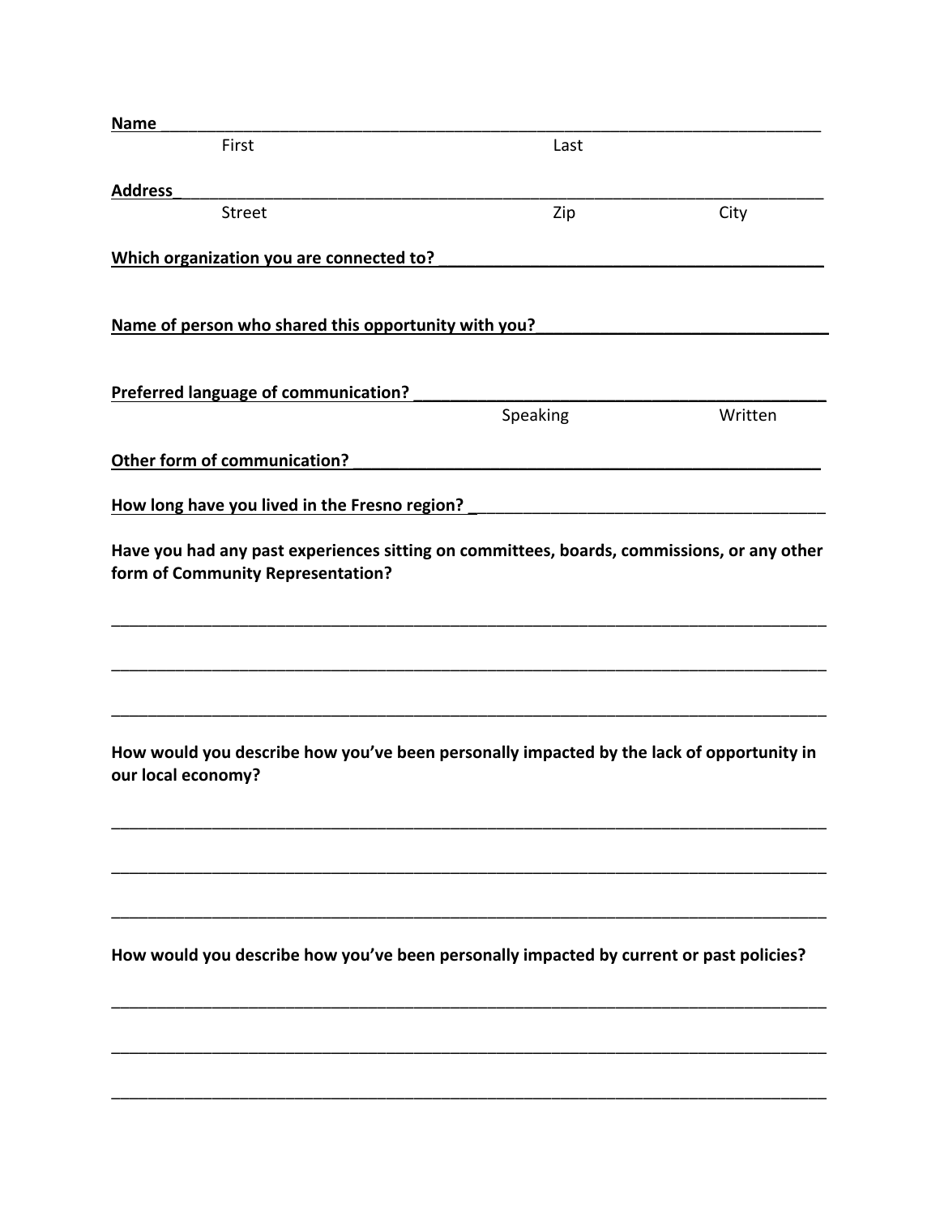**Name** ___________________________________________________________________________

First Last

**Address**__________________________________________________________________________

Street Zip City

**Which organization you are connected to?** ___________________________________________

**Name of person who shared this opportunity with you?**________________________________

**Preferred language of communication?** ______________________________________________

Speaking Written

**Other form of communication?** ______________________________________________________

**How long have you lived in the Fresno region?** _______________________________________

**Have you had any past experiences sitting on committees, boards, commissions, or any other form of Community Representation?**

___________________________________________________________________________________

___________________________________________________________________________________

___________________________________________________________________________________

**How would you describe how you've been personally impacted by the lack of opportunity in our local economy?**

___________________________________________________________________________________

___________________________________________________________________________________

___________________________________________________________________________________

**How would you describe how you've been personally impacted by current or past policies?**

___________________________________________________________________________________

___________________________________________________________________________________

___________________________________________________________________________________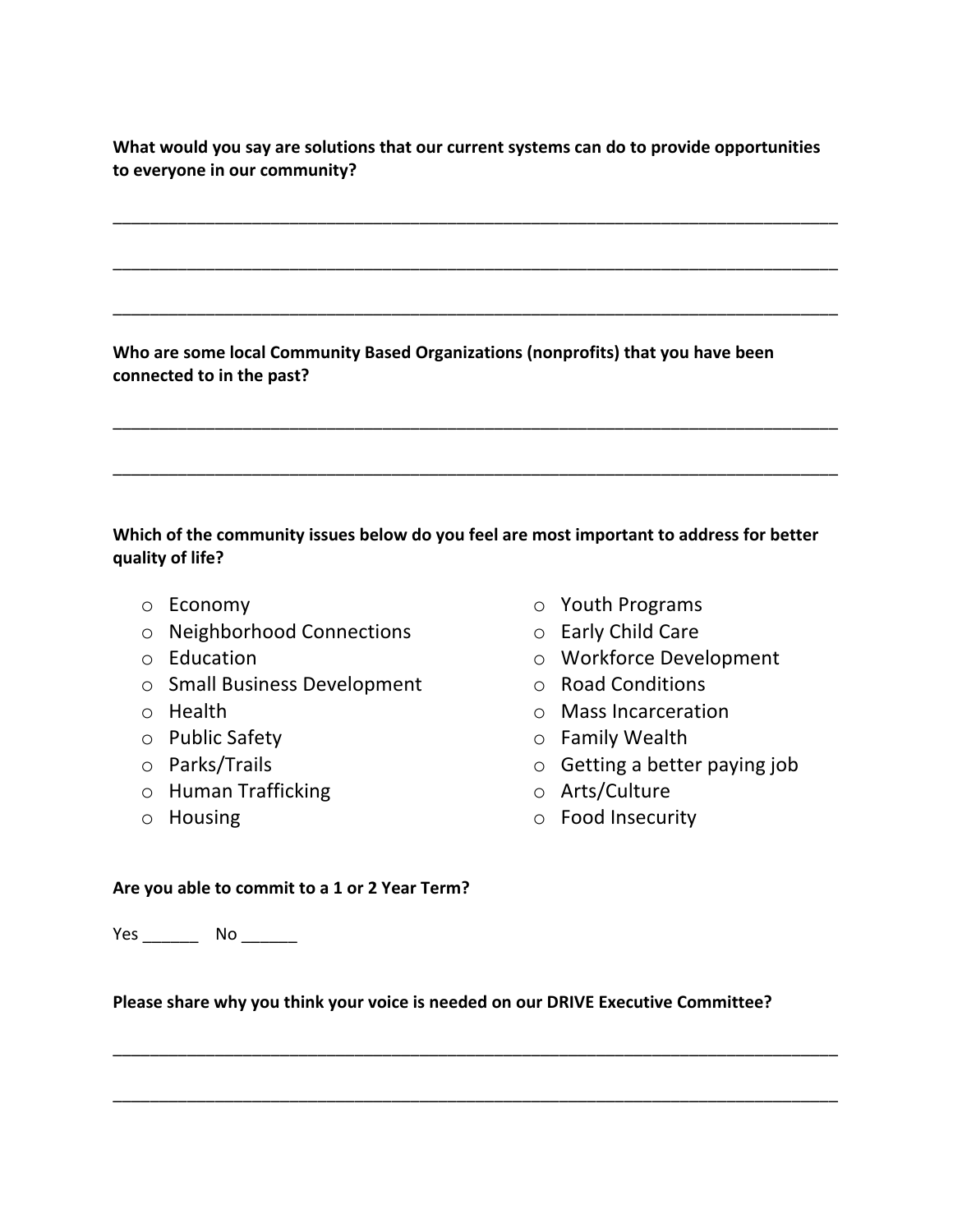**What would you say are solutions that our current systems can do to provide opportunities to everyone in our community?**

_______________________________________________________________________________

_______________________________________________________________________________

_______________________________________________________________________________

**Who are some local Community Based Organizations (nonprofits) that you have been connected to in the past?**

_______________________________________________________________________________

_______________________________________________________________________________

**Which of the community issues below do you feel are most important to address for better quality of life?**

- ○ Economy
- ○ Neighborhood Connections
- ○ Education
- ○ Small Business Development
- ○ Health
- ○ Public Safety
- ○ Parks/Trails
- ○ Human Trafficking
- ○ Housing
- ○ Youth Programs
- ○ Early Child Care
- ○ Workforce Development
- ○ Road Conditions
- ○ Mass Incarceration
- ○ Family Wealth
- ○ Getting a better paying job
- ○ Arts/Culture
- ○ Food Insecurity

**Are you able to commit to a 1 or 2 Year Term?**

Yes ______ No ______

**Please share why you think your voice is needed on our DRIVE Executive Committee?**

_______________________________________________________________________________

_______________________________________________________________________________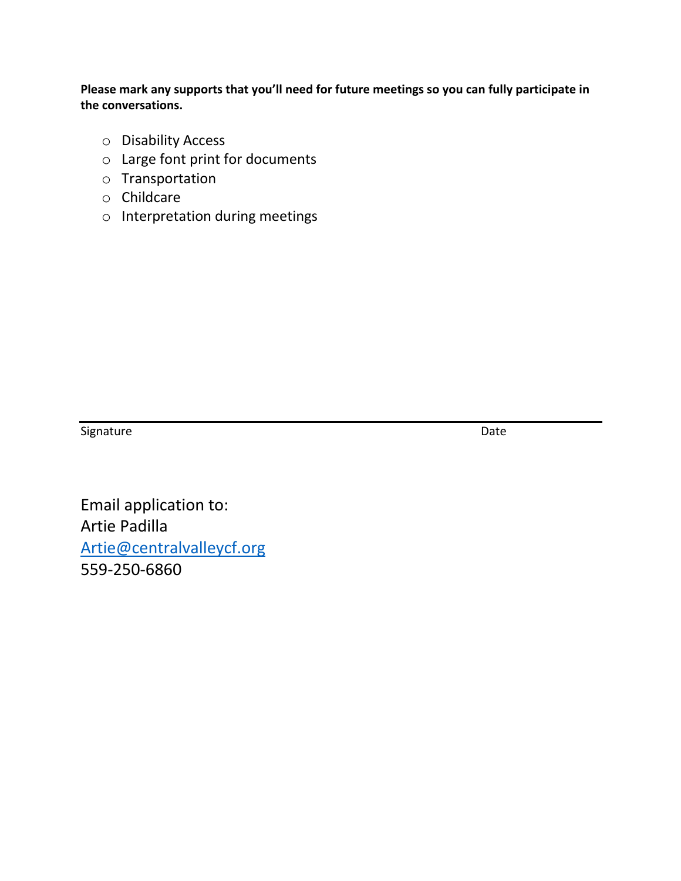**Please mark any supports that you'll need for future meetings so you can fully participate in the conversations.**

- Disability Access
- Large font print for documents
- Transportation
- Childcare
- Interpretation during meetings

Signature Date

Email application to:
Artie Padilla
Artie@centralvalleycf.org
559-250-6860